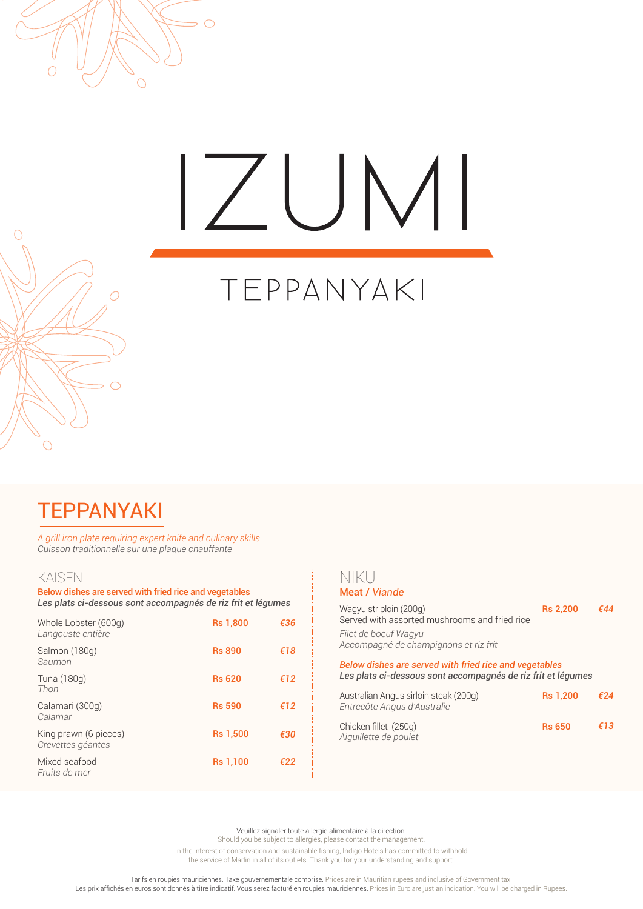# IZUMI

## TEPPANYAKI

## TEPPANYAKI

*A grill iron plate requiring expert knife and culinary skills*
*Cuisson traditionnelle sur une plaque chauffante*

### KAISEN

**Below dishes are served with fried rice and vegetables**
***Les plats ci-dessous sont accompagnés de riz frit et légumes***

| Dish | Rs | € |
|---|---|---|
| Whole Lobster (600g)<br>*Langouste entière* | **Rs 1,800** | ***€36*** |
| Salmon (180g)<br>*Saumon* | **Rs 890** | ***€18*** |
| Tuna (180g)<br>*Thon* | **Rs 620** | ***€12*** |
| Calamari (300g)<br>*Calamar* | **Rs 590** | ***€12*** |
| King prawn (6 pieces)<br>*Crevettes géantes* | **Rs 1,500** | ***€30*** |
| Mixed seafood<br>*Fruits de mer* | **Rs 1,100** | ***€22*** |

### NIKU

**Meat / *Viande***

| Dish | Rs | € |
|---|---|---|
| Wagyu striploin (200g)<br>Served with assorted mushrooms and fried rice<br>*Filet de boeuf Wagyu*<br>*Accompagné de champignons et riz frit* | **Rs 2,200** | ***€44*** |

***Below dishes are served with fried rice and vegetables***
***Les plats ci-dessous sont accompagnés de riz frit et légumes***

| Dish | Rs | € |
|---|---|---|
| Australian Angus sirloin steak (200g)<br>*Entrecôte Angus d'Australie* | **Rs 1,200** | ***€24*** |
| Chicken fillet (250g)<br>*Aiguillette de poulet* | **Rs 650** | ***€13*** |

Veuillez signaler toute allergie alimentaire à la direction.
Should you be subject to allergies, please contact the management.

In the interest of conservation and sustainable fishing, Indigo Hotels has committed to withhold the service of Marlin in all of its outlets. Thank you for your understanding and support.

Tarifs en roupies mauriciennes. Taxe gouvernementale comprise. Prices are in Mauritian rupees and inclusive of Government tax.
Les prix affichés en euros sont donnés à titre indicatif. Vous serez facturé en roupies mauriciennes. Prices in Euro are just an indication. You will be charged in Rupees.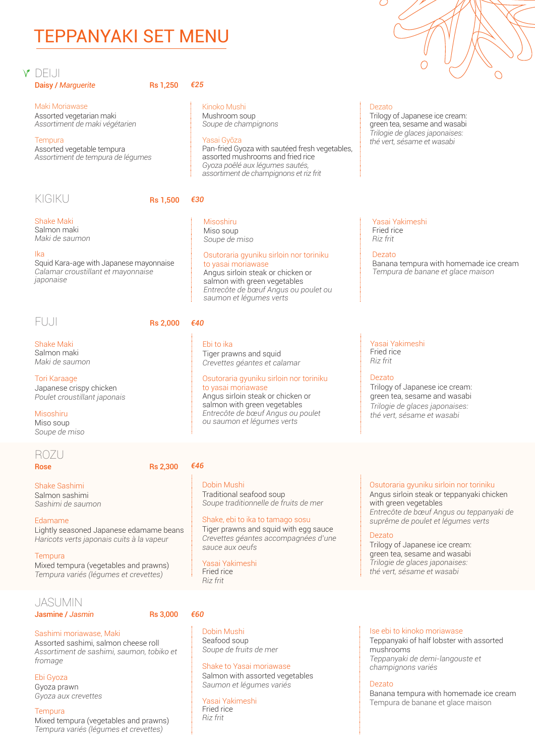# TEPPANYAKI SET MENU

## DEIJI

**Daisy / *Marguerite*** Rs 1,250 *€25*

Maki Moriawase
Assorted vegetarian maki
*Assortiment de maki végétarien*

Tempura
Assorted vegetable tempura
*Assortiment de tempura de légumes*

Kinoko Mushi
Mushroom soup
*Soupe de champignons*

Yasai Gyōza
Pan-fried Gyoza with sautéed fresh vegetables, assorted mushrooms and fried rice
*Gyoza poêlé aux légumes sautés, assortiment de champignons et riz frit*

Dezato
Trilogy of Japanese ice cream: green tea, sesame and wasabi
*Trilogie de glaces japonaises: thé vert, sésame et wasabi*

## KIGIKU

Rs 1,500 *€30*

Shake Maki
Salmon maki
*Maki de saumon*

Ika
Squid Kara-age with Japanese mayonnaise
*Calamar croustillant et mayonnaise japonaise*

Misoshiru
Miso soup
*Soupe de miso*

Osutoraria gyuniku sirloin nor toriniku to yasai moriawase
Angus sirloin steak or chicken or salmon with green vegetables
*Entrecôte de bœuf Angus ou poulet ou saumon et légumes verts*

Yasai Yakimeshi
Fried rice
*Riz frit*

Dezato
Banana tempura with homemade ice cream
*Tempura de banane et glace maison*

## FUJI

Rs 2,000 *€40*

Shake Maki
Salmon maki
*Maki de saumon*

Tori Karaage
Japanese crispy chicken
*Poulet croustillant japonais*

Misoshiru
Miso soup
*Soupe de miso*

Ebi to ika
Tiger prawns and squid
*Crevettes géantes et calamar*

Osutoraria gyuniku sirloin nor toriniku to yasai moriawase
Angus sirloin steak or chicken or salmon with green vegetables
*Entrecôte de bœuf Angus ou poulet ou saumon et légumes verts*

Yasai Yakimeshi
Fried rice
*Riz frit*

Dezato
Trilogy of Japanese ice cream: green tea, sesame and wasabi
*Trilogie de glaces japonaises: thé vert, sésame et wasabi*

## ROZU

**Rose** Rs 2,300 *€46*

Shake Sashimi
Salmon sashimi
*Sashimi de saumon*

Edamame
Lightly seasoned Japanese edamame beans
*Haricots verts japonais cuits à la vapeur*

Tempura
Mixed tempura (vegetables and prawns)
*Tempura variés (légumes et crevettes)*

Dobin Mushi
Traditional seafood soup
*Soupe traditionnelle de fruits de mer*

Shake, ebi to ika to tamago sosu
Tiger prawns and squid with egg sauce
*Crevettes géantes accompagnées d'une sauce aux oeufs*

Yasai Yakimeshi
Fried rice
*Riz frit*

Osutoraria gyuniku sirloin nor toriniku
Angus sirloin steak or teppanyaki chicken with green vegetables
*Entrecôte de bœuf Angus ou teppanyaki de suprême de poulet et légumes verts*

Dezato
Trilogy of Japanese ice cream: green tea, sesame and wasabi
*Trilogie de glaces japonaises: thé vert, sésame et wasabi*

## JASUMIN

**Jasmine / *Jasmin*** Rs 3,000 *€60*

Sashimi moriawase, Maki
Assorted sashimi, salmon cheese roll
*Assortiment de sashimi, saumon, tobiko et fromage*

Ebi Gyoza
Gyoza prawn
*Gyoza aux crevettes*

Tempura
Mixed tempura (vegetables and prawns)
*Tempura variés (légumes et crevettes)*

Dobin Mushi
Seafood soup
*Soupe de fruits de mer*

Shake to Yasai moriawase
Salmon with assorted vegetables
*Saumon et légumes variés*

Yasai Yakimeshi
Fried rice
*Riz frit*

Ise ebi to kinoko moriawase
Teppanyaki of half lobster with assorted mushrooms
*Teppanyaki de demi-langouste et champignons variés*

Dezato
Banana tempura with homemade ice cream
Tempura de banane et glace maison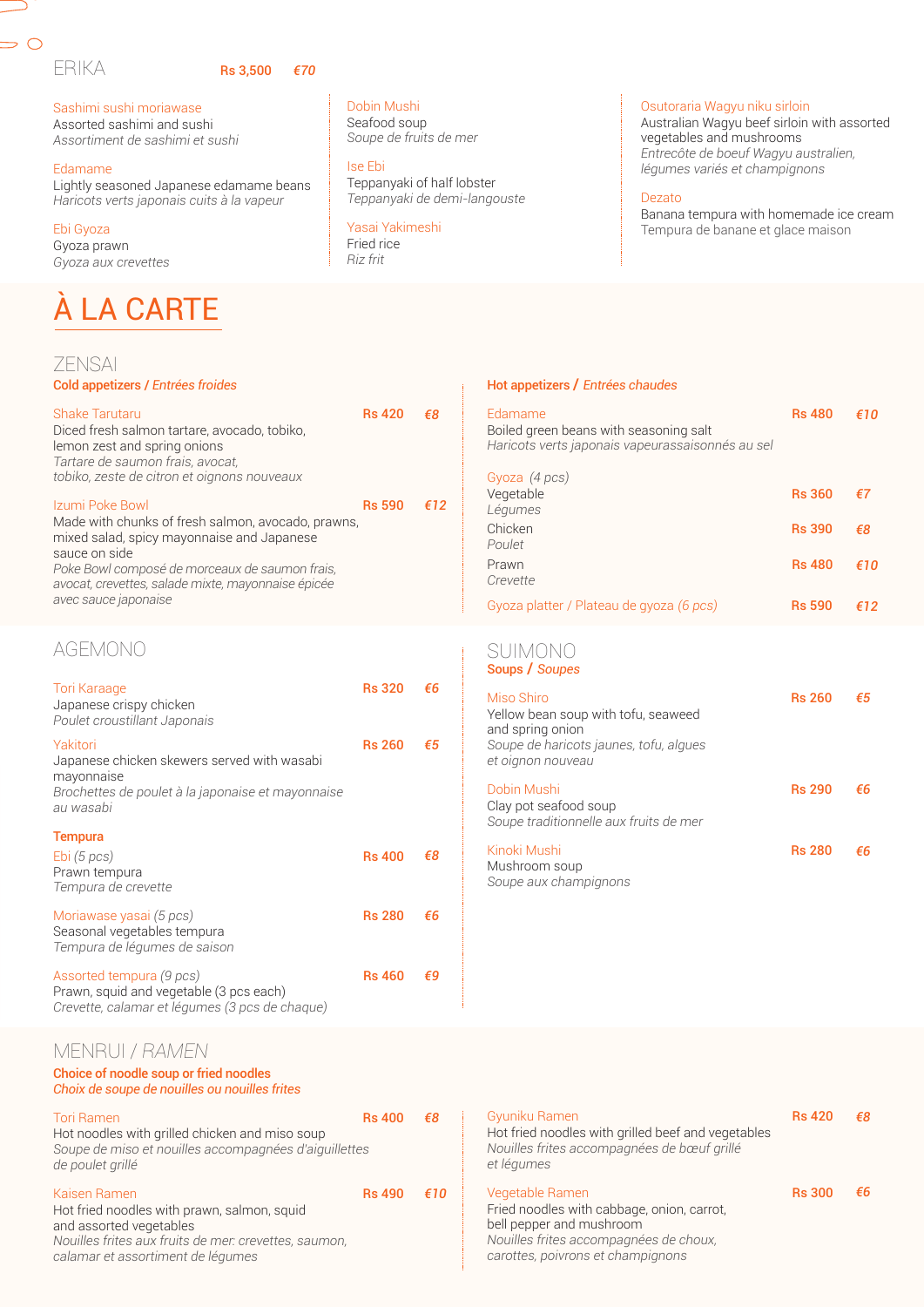## ERIKA **Rs 3,500** ***€70***

Sashimi sushi moriawase
Assorted sashimi and sushi
*Assortiment de sashimi et sushi*

Edamame
Lightly seasoned Japanese edamame beans
*Haricots verts japonais cuits à la vapeur*

Ebi Gyoza
Gyoza prawn
*Gyoza aux crevettes*

Dobin Mushi
Seafood soup
*Soupe de fruits de mer*

Ise Ebi
Teppanyaki of half lobster
*Teppanyaki de demi-langouste*

Yasai Yakimeshi
Fried rice
*Riz frit*

Osutoraria Wagyu niku sirloin
Australian Wagyu beef sirloin with assorted vegetables and mushrooms
*Entrecôte de boeuf Wagyu australien, légumes variés et champignons*

Dezato
Banana tempura with homemade ice cream
Tempura de banane et glace maison

# À LA CARTE

## ZENSAI

### Cold appetizers / *Entrées froides*

Shake Tarutaru — **Rs 420** ***€8***
Diced fresh salmon tartare, avocado, tobiko, lemon zest and spring onions
*Tartare de saumon frais, avocat, tobiko, zeste de citron et oignons nouveaux*

Izumi Poke Bowl — **Rs 590** ***€12***
Made with chunks of fresh salmon, avocado, prawns, mixed salad, spicy mayonnaise and Japanese sauce on side
*Poke Bowl composé de morceaux de saumon frais, avocat, crevettes, salade mixte, mayonnaise épicée avec sauce japonaise*

### Hot appetizers / *Entrées chaudes*

Edamame — **Rs 480** ***€10***
Boiled green beans with seasoning salt
*Haricots verts japonais vapeurassaisonnés au sel*

Gyoza *(4 pcs)*

Vegetable — **Rs 360** ***€7***
*Légumes*

Chicken — **Rs 390** ***€8***
*Poulet*

Prawn — **Rs 480** ***€10***
*Crevette*

Gyoza platter / Plateau de gyoza *(6 pcs)* — **Rs 590** ***€12***

## AGEMONO

Tori Karaage — **Rs 320** ***€6***
Japanese crispy chicken
*Poulet croustillant Japonais*

Yakitori — **Rs 260** ***€5***
Japanese chicken skewers served with wasabi mayonnaise
*Brochettes de poulet à la japonaise et mayonnaise au wasabi*

**Tempura**

Ebi *(5 pcs)* — **Rs 400** ***€8***
Prawn tempura
*Tempura de crevette*

Moriawase yasai *(5 pcs)* — **Rs 280** ***€6***
Seasonal vegetables tempura
*Tempura de légumes de saison*

Assorted tempura *(9 pcs)* — **Rs 460** ***€9***
Prawn, squid and vegetable (3 pcs each)
*Crevette, calamar et légumes (3 pcs de chaque)*

## SUIMONO

### Soups / *Soupes*

Miso Shiro — **Rs 260** ***€5***
Yellow bean soup with tofu, seaweed and spring onion
*Soupe de haricots jaunes, tofu, algues et oignon nouveau*

Dobin Mushi — **Rs 290** ***€6***
Clay pot seafood soup
*Soupe traditionnelle aux fruits de mer*

Kinoki Mushi — **Rs 280** ***€6***
Mushroom soup
*Soupe aux champignons*

## MENRUI / *RAMEN*

### Choice of noodle soup or fried noodles
### *Choix de soupe de nouilles ou nouilles frites*

Tori Ramen — **Rs 400** ***€8***
Hot noodles with grilled chicken and miso soup
*Soupe de miso et nouilles accompagnées d'aiguillettes de poulet grillé*

Kaisen Ramen — **Rs 490** ***€10***
Hot fried noodles with prawn, salmon, squid and assorted vegetables
*Nouilles frites aux fruits de mer: crevettes, saumon, calamar et assortiment de légumes*

Gyuniku Ramen — **Rs 420** ***€8***
Hot fried noodles with grilled beef and vegetables
*Nouilles frites accompagnées de bœuf grillé et légumes*

Vegetable Ramen — **Rs 300** ***€6***
Fried noodles with cabbage, onion, carrot, bell pepper and mushroom
*Nouilles frites accompagnées de choux, carottes, poivrons et champignons*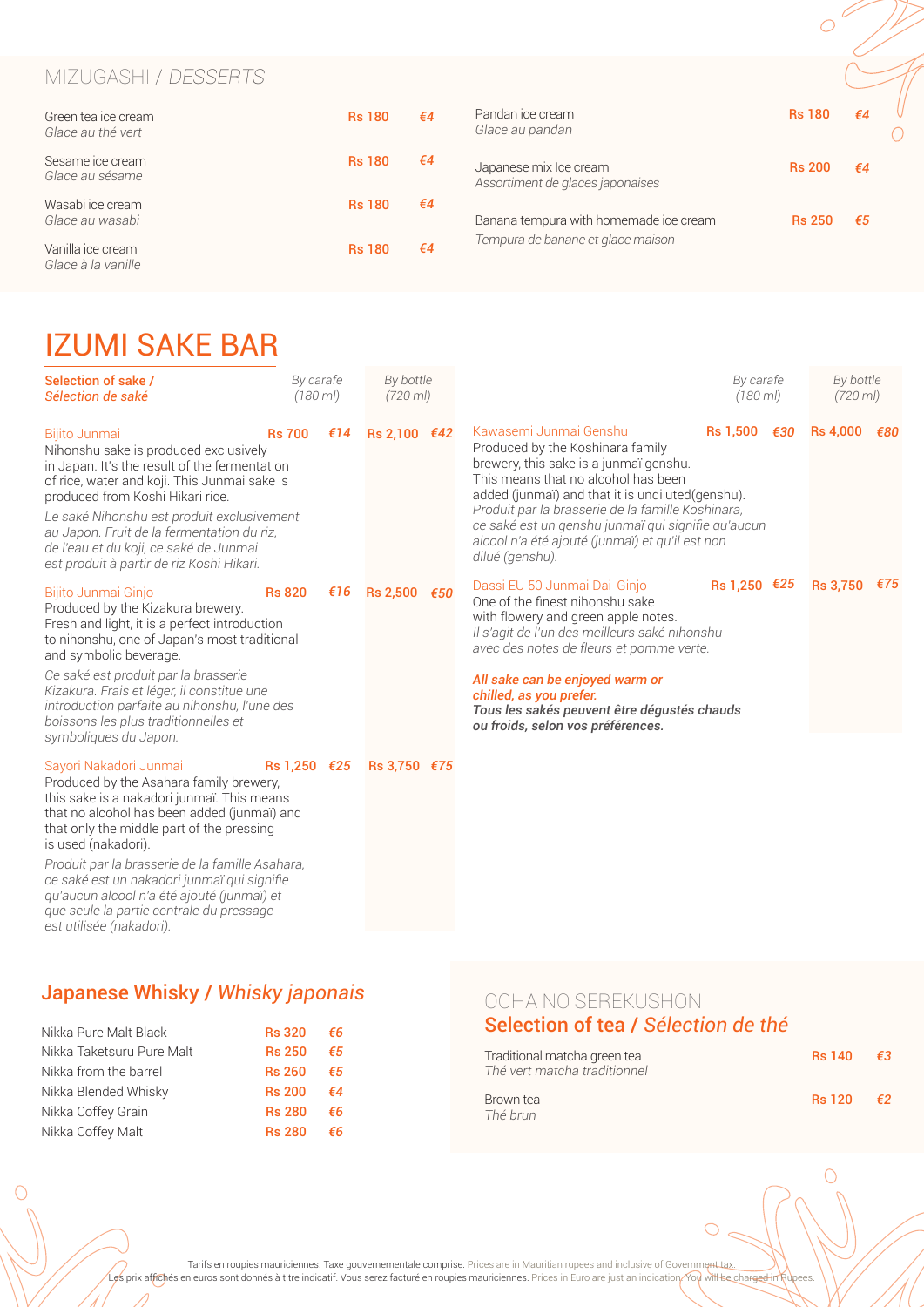## MIZUGASHI / *DESSERTS*

| Item | Rs | € |
|---|---|---|
| Green tea ice cream<br>*Glace au thé vert* | Rs 180 | €4 |
| Sesame ice cream<br>*Glace au sésame* | Rs 180 | €4 |
| Wasabi ice cream<br>*Glace au wasabi* | Rs 180 | €4 |
| Vanilla ice cream<br>*Glace à la vanille* | Rs 180 | €4 |
| Pandan ice cream<br>*Glace au pandan* | Rs 180 | €4 |
| Japanese mix Ice cream<br>*Assortiment de glaces japonaises* | Rs 200 | €4 |
| Banana tempura with homemade ice cream<br>*Tempura de banane et glace maison* | Rs 250 | €5 |

# IZUMI SAKE BAR

**Selection of sake /** ***Sélection de saké***

| Sake | By carafe (180 ml) Rs | By carafe (180 ml) € | By bottle (720 ml) Rs | By bottle (720 ml) € |
|---|---|---|---|---|
| Bijito Junmai | Rs 700 | €14 | Rs 2,100 | €42 |
| Bijito Junmai Ginjo | Rs 820 | €16 | Rs 2,500 | €50 |
| Sayori Nakadori Junmai | Rs 1,250 | €25 | Rs 3,750 | €75 |
| Kawasemi Junmai Genshu | Rs 1,500 | €30 | Rs 4,000 | €80 |
| Dassi EU 50 Junmai Dai-Ginjo | Rs 1,250 | €25 | Rs 3,750 | €75 |

**Bijito Junmai**
Nihonshu sake is produced exclusively in Japan. It's the result of the fermentation of rice, water and koji. This Junmai sake is produced from Koshi Hikari rice.
*Le saké Nihonshu est produit exclusivement au Japon. Fruit de la fermentation du riz, de l'eau et du koji, ce saké de Junmai est produit à partir de riz Koshi Hikari.*

**Bijito Junmai Ginjo**
Produced by the Kizakura brewery. Fresh and light, it is a perfect introduction to nihonshu, one of Japan's most traditional and symbolic beverage.
*Ce saké est produit par la brasserie Kizakura. Frais et léger, il constitue une introduction parfaite au nihonshu, l'une des boissons les plus traditionnelles et symboliques du Japon.*

**Sayori Nakadori Junmai**
Produced by the Asahara family brewery, this sake is a nakadori junmaï. This means that no alcohol has been added (junmaï) and that only the middle part of the pressing is used (nakadori).
*Produit par la brasserie de la famille Asahara, ce saké est un nakadori junmaï qui signifie qu'aucun alcool n'a été ajouté (junmaï) et que seule la partie centrale du pressage est utilisée (nakadori).*

**Kawasemi Junmai Genshu**
Produced by the Koshinara family brewery, this sake is a junmaï genshu. This means that no alcohol has been added (junmaï) and that it is undiluted(genshu).
*Produit par la brasserie de la famille Koshinara, ce saké est un genshu junmaï qui signifie qu'aucun alcool n'a été ajouté (junmaï) et qu'il est non dilué (genshu).*

**Dassi EU 50 Junmai Dai-Ginjo**
One of the finest nihonshu sake with flowery and green apple notes.
*Il s'agit de l'un des meilleurs saké nihonshu avec des notes de fleurs et pomme verte.*

***All sake can be enjoyed warm or chilled, as you prefer.***
**Tous les sakés peuvent être dégustés chauds ou froids, selon vos préférences.**

## Japanese Whisky / *Whisky japonais*

| Whisky | Rs | € |
|---|---|---|
| Nikka Pure Malt Black | Rs 320 | €6 |
| Nikka Taketsuru Pure Malt | Rs 250 | €5 |
| Nikka from the barrel | Rs 260 | €5 |
| Nikka Blended Whisky | Rs 200 | €4 |
| Nikka Coffey Grain | Rs 280 | €6 |
| Nikka Coffey Malt | Rs 280 | €6 |

## OCHA NO SEREKUSHON
## Selection of tea / *Sélection de thé*

| Tea | Rs | € |
|---|---|---|
| Traditional matcha green tea<br>*Thé vert matcha traditionnel* | Rs 140 | €3 |
| Brown tea<br>*Thé brun* | Rs 120 | €2 |

Tarifs en roupies mauriciennes. Taxe gouvernementale comprise. Prices are in Mauritian rupees and inclusive of Government tax.
Les prix affichés en euros sont donnés à titre indicatif. Vous serez facturé en roupies mauriciennes. Prices in Euro are just an indication. You will be charged in Rupees.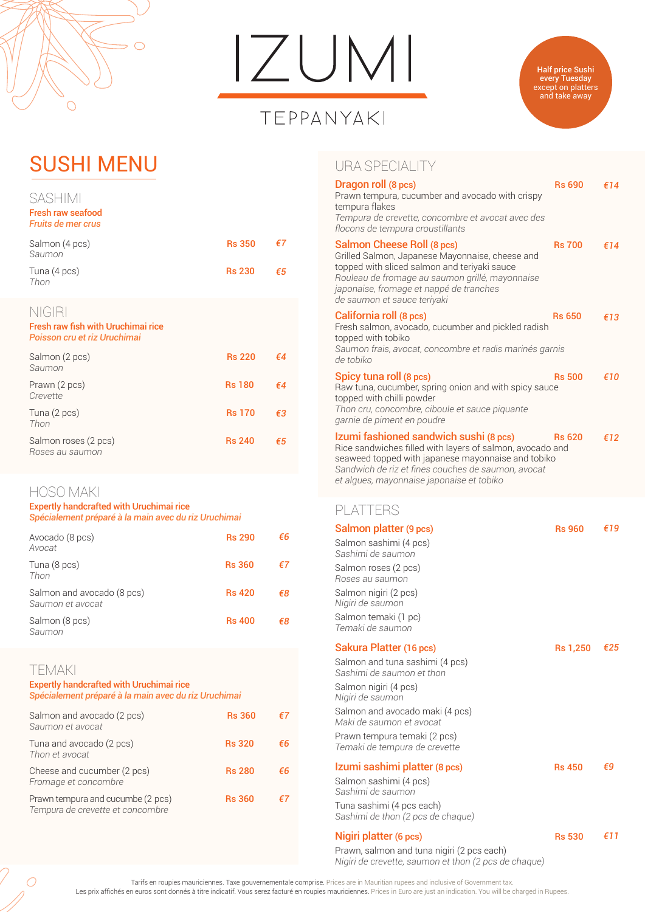# IZUMI

TEPPANYAKI

Half price Sushi every Tuesday except on platters and take away

## SUSHI MENU

### SASHIMI

**Fresh raw seafood**
*Fruits de mer crus*

| Item | Rs | € |
|---|---|---|
| Salmon (4 pcs) *Saumon* | Rs 350 | €7 |
| Tuna (4 pcs) *Thon* | Rs 230 | €5 |

### NIGIRI

**Fresh raw fish with Uruchimai rice**
*Poisson cru et riz Uruchimai*

| Item | Rs | € |
|---|---|---|
| Salmon (2 pcs) *Saumon* | Rs 220 | €4 |
| Prawn (2 pcs) *Crevette* | Rs 180 | €4 |
| Tuna (2 pcs) *Thon* | Rs 170 | €3 |
| Salmon roses (2 pcs) *Roses au saumon* | Rs 240 | €5 |

### HOSO MAKI

**Expertly handcrafted with Uruchimai rice**
*Spécialement préparé à la main avec du riz Uruchimai*

| Item | Rs | € |
|---|---|---|
| Avocado (8 pcs) *Avocat* | Rs 290 | €6 |
| Tuna (8 pcs) *Thon* | Rs 360 | €7 |
| Salmon and avocado (8 pcs) *Saumon et avocat* | Rs 420 | €8 |
| Salmon (8 pcs) *Saumon* | Rs 400 | €8 |

### TEMAKI

**Expertly handcrafted with Uruchimai rice**
*Spécialement préparé à la main avec du riz Uruchimai*

| Item | Rs | € |
|---|---|---|
| Salmon and avocado (2 pcs) *Saumon et avocat* | Rs 360 | €7 |
| Tuna and avocado (2 pcs) *Thon et avocat* | Rs 320 | €6 |
| Cheese and cucumber (2 pcs) *Fromage et concombre* | Rs 280 | €6 |
| Prawn tempura and cucumbe (2 pcs) *Tempura de crevette et concombre* | Rs 360 | €7 |

### URA SPECIALITY

**Dragon roll** (8 pcs) — Rs 690 — *€14*
Prawn tempura, cucumber and avocado with crispy tempura flakes
*Tempura de crevette, concombre et avocat avec des flocons de tempura croustillants*

**Salmon Cheese Roll** (8 pcs) — Rs 700 — *€14*
Grilled Salmon, Japanese Mayonnaise, cheese and topped with sliced salmon and teriyaki sauce
*Rouleau de fromage au saumon grillé, mayonnaise japonaise, fromage et nappé de tranches de saumon et sauce teriyaki*

**California roll** (8 pcs) — Rs 650 — *€13*
Fresh salmon, avocado, cucumber and pickled radish topped with tobiko
*Saumon frais, avocat, concombre et radis marinés garnis de tobiko*

**Spicy tuna roll** (8 pcs) — Rs 500 — *€10*
Raw tuna, cucumber, spring onion and with spicy sauce topped with chilli powder
*Thon cru, concombre, ciboule et sauce piquante garnie de piment en poudre*

**Izumi fashioned sandwich sushi** (8 pcs) — Rs 620 — *€12*
Rice sandwiches filled with layers of salmon, avocado and seaweed topped with japanese mayonnaise and tobiko
*Sandwich de riz et fines couches de saumon, avocat et algues, mayonnaise japonaise et tobiko*

### PLATTERS

**Salmon platter** (9 pcs) — Rs 960 — *€19*
- Salmon sashimi (4 pcs) *Sashimi de saumon*
- Salmon roses (2 pcs) *Roses au saumon*
- Salmon nigiri (2 pcs) *Nigiri de saumon*
- Salmon temaki (1 pc) *Temaki de saumon*

**Sakura Platter** (16 pcs) — Rs 1,250 — *€25*
- Salmon and tuna sashimi (4 pcs) *Sashimi de saumon et thon*
- Salmon nigiri (4 pcs) *Nigiri de saumon*
- Salmon and avocado maki (4 pcs) *Maki de saumon et avocat*
- Prawn tempura temaki (2 pcs) *Temaki de tempura de crevette*

**Izumi sashimi platter** (8 pcs) — Rs 450 — *€9*
- Salmon sashimi (4 pcs) *Sashimi de saumon*
- Tuna sashimi (4 pcs each) *Sashimi de thon (2 pcs de chaque)*

**Nigiri platter** (6 pcs) — Rs 530 — *€11*
- Prawn, salmon and tuna nigiri (2 pcs each) *Nigiri de crevette, saumon et thon (2 pcs de chaque)*

Tarifs en roupies mauriciennes. Taxe gouvernementale comprise. Prices are in Mauritian rupees and inclusive of Government tax.
Les prix affichés en euros sont donnés à titre indicatif. Vous serez facturé en roupies mauriciennes. Prices in Euro are just an indication. You will be charged in Rupees.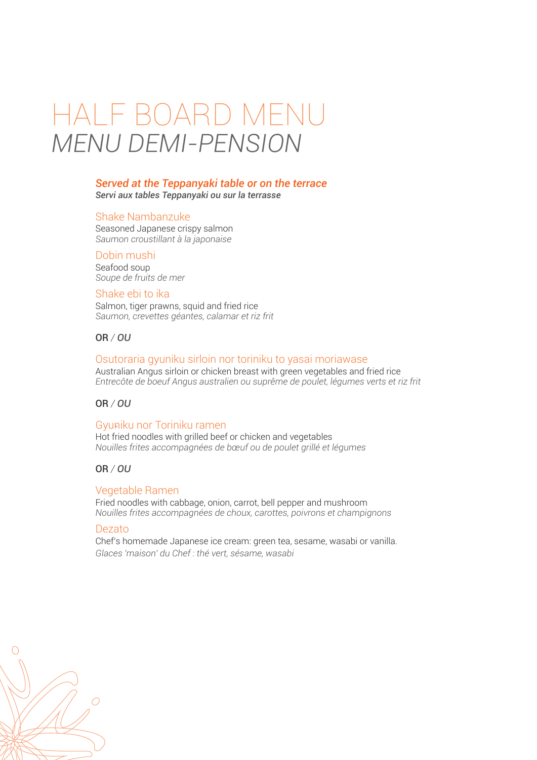# HALF BOARD MENU
# *MENU DEMI-PENSION*

***Served at the Teppanyaki table or on the terrace***
***Servi aux tables Teppanyaki ou sur la terrasse***

### Shake Nambanzuke
Seasoned Japanese crispy salmon
*Saumon croustillant à la japonaise*

### Dobin mushi
Seafood soup
*Soupe de fruits de mer*

### Shake ebi to ika
Salmon, tiger prawns, squid and fried rice
*Saumon, crevettes géantes, calamar et riz frit*

**OR** / ***OU***

### Osutoraria gyuniku sirloin nor toriniku to yasai moriawase
Australian Angus sirloin or chicken breast with green vegetables and fried rice
*Entrecôte de boeuf Angus australien ou suprême de poulet, légumes verts et riz frit*

**OR** / ***OU***

### Gyuniku nor Toriniku ramen
Hot fried noodles with grilled beef or chicken and vegetables
*Nouilles frites accompagnées de bœuf ou de poulet grillé et légumes*

**OR** / ***OU***

### Vegetable Ramen
Fried noodles with cabbage, onion, carrot, bell pepper and mushroom
*Nouilles frites accompagnées de choux, carottes, poivrons et champignons*

### Dezato
Chef's homemade Japanese ice cream: green tea, sesame, wasabi or vanilla.
*Glaces 'maison' du Chef : thé vert, sésame, wasabi*